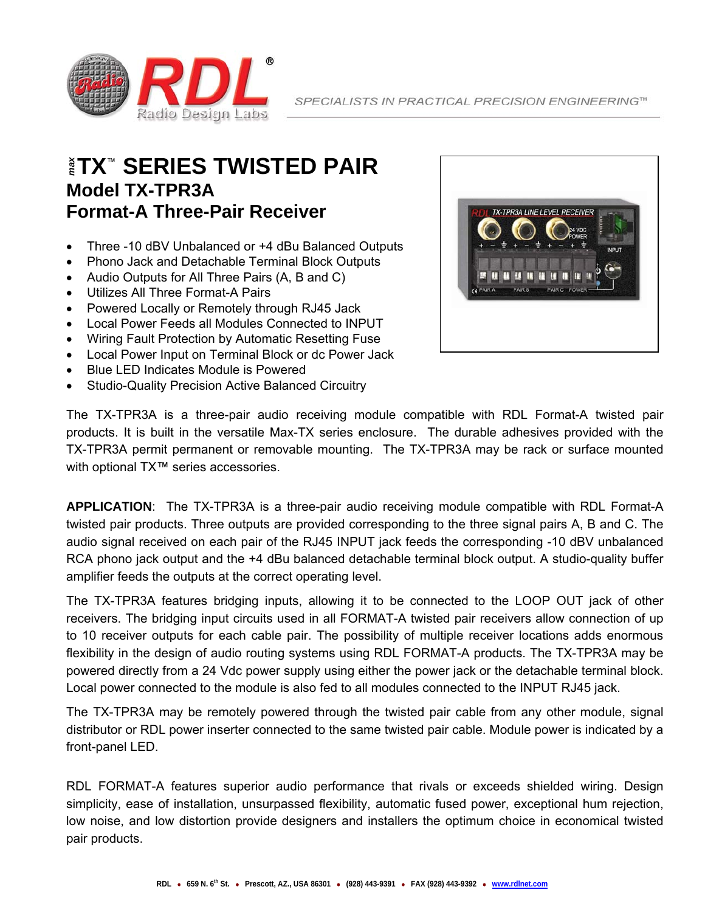# maxTX™ SERIES TWISTED PAIR

## Model TX-TPR3A

## Format-A Three-Pair Receiver

- Three -10 dBV Unbalanced or +4 dBu Balanced Outputs
- Phono Jack and Detachable Terminal Block Outputs
- Audio Outputs for All Three Pairs (A, B and C)
- Utilizes All Three Format-A Pairs
- Powered Locally or Remotely through RJ45 Jack
- Local Power Feeds all Modules Connected to INPUT
- Wiring Fault Protection by Automatic Resetting Fuse
- Local Power Input on Terminal Block or dc Power Jack
- Blue LED Indicates Module is Powered
- Studio-Quality Precision Active Balanced Circuitry

The TX-TPR3A is a three-pair audio receiving module compatible with RDL Format-A twisted pair products. It is built in the versatile Max-TX series enclosure. The durable adhesives provided with the TX-TPR3A permit permanent or removable mounting. The TX-TPR3A may be rack or surface mounted with optional TX™ series accessories.

**APPLICATION**: The TX-TPR3A is a three-pair audio receiving module compatible with RDL Format-A twisted pair products. Three outputs are provided corresponding to the three signal pairs A, B and C. The audio signal received on each pair of the RJ45 INPUT jack feeds the corresponding -10 dBV unbalanced RCA phono jack output and the +4 dBu balanced detachable terminal block output. A studio-quality buffer amplifier feeds the outputs at the correct operating level.

The TX-TPR3A features bridging inputs, allowing it to be connected to the LOOP OUT jack of other receivers. The bridging input circuits used in all FORMAT-A twisted pair receivers allow connection of up to 10 receiver outputs for each cable pair. The possibility of multiple receiver locations adds enormous flexibility in the design of audio routing systems using RDL FORMAT-A products. The TX-TPR3A may be powered directly from a 24 Vdc power supply using either the power jack or the detachable terminal block. Local power connected to the module is also fed to all modules connected to the INPUT RJ45 jack.

The TX-TPR3A may be remotely powered through the twisted pair cable from any other module, signal distributor or RDL power inserter connected to the same twisted pair cable. Module power is indicated by a front-panel LED.

RDL FORMAT-A features superior audio performance that rivals or exceeds shielded wiring. Design simplicity, ease of installation, unsurpassed flexibility, automatic fused power, exceptional hum rejection, low noise, and low distortion provide designers and installers the optimum choice in economical twisted pair products.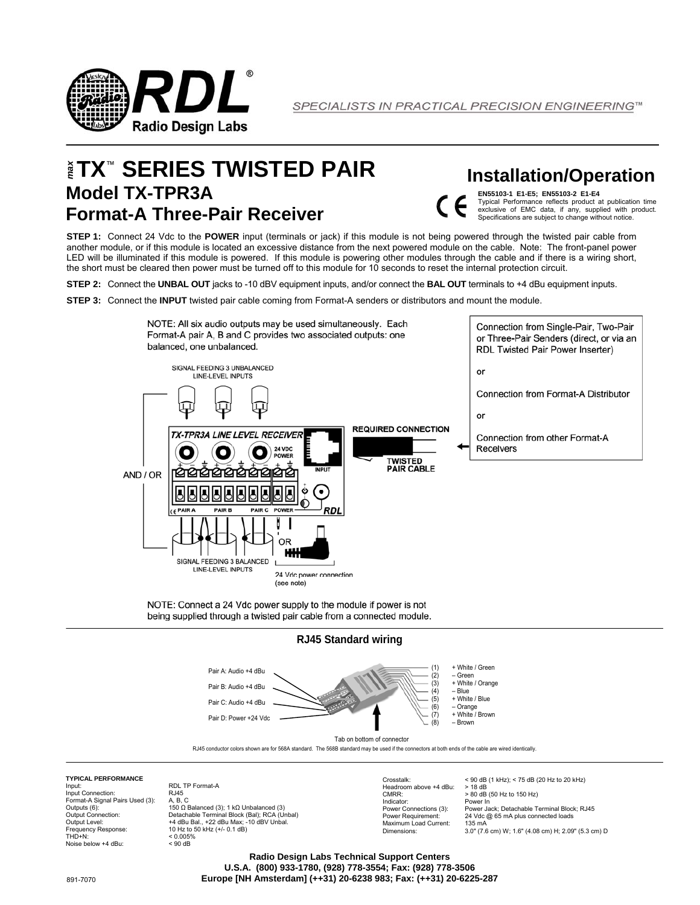# $^{max}$TX™ SERIES TWISTED PAIR

## Model TX-TPR3A

## Format-A Three-Pair Receiver

## Installation/Operation

**EN55103-1 E1-E5; EN55103-2 E1-E4**
Typical Performance reflects product at publication time exclusive of EMC data, if any, supplied with product. Specifications are subject to change without notice.

**STEP 1:** Connect 24 Vdc to the **POWER** input (terminals or jack) if this module is not being powered through the twisted pair cable from another module, or if this module is located an excessive distance from the next powered module on the cable. Note: The front-panel power LED will be illuminated if this module is powered. If this module is powering other modules through the cable and if there is a wiring short, the short must be cleared then power must be turned off to this module for 10 seconds to reset the internal protection circuit.

**STEP 2:** Connect the **UNBAL OUT** jacks to -10 dBV equipment inputs, and/or connect the **BAL OUT** terminals to +4 dBu equipment inputs.

**STEP 3:** Connect the **INPUT** twisted pair cable coming from Format-A senders or distributors and mount the module.

NOTE: All six audio outputs may be used simultaneously. Each Format-A pair A, B and C provides two associated outputs: one balanced, one unbalanced.

SIGNAL FEEDING 3 UNBALANCED LINE-LEVEL INPUTS

TX-TPR3A LINE LEVEL RECEIVER

24 VDC POWER

INPUT

PAIR A PAIR B PAIR C POWER

RDL

AND / OR

OR

SIGNAL FEEDING 3 BALANCED LINE-LEVEL INPUTS

24 Vdc power connection (see note)

REQUIRED CONNECTION

TWISTED PAIR CABLE

Connection from Single-Pair, Two-Pair or Three-Pair Senders (direct, or via an RDL Twisted Pair Power Inserter)

or

Connection from Format-A Distributor

or

Connection from other Format-A Receivers

NOTE: Connect a 24 Vdc power supply to the module if power is not being supplied through a twisted pair cable from a connected module.

### RJ45 Standard wiring

Pair A: Audio +4 dBu
Pair B: Audio +4 dBu
Pair C: Audio +4 dBu
Pair D: Power +24 Vdc

(1) + White / Green
(2) – Green
(3) + White / Orange
(4) – Blue
(5) + White / Blue
(6) – Orange
(7) + White / Brown
(8) – Brown

Tab on bottom of connector

RJ45 conductor colors shown are for 568A standard. The 568B standard may be used if the connectors at both ends of the cable are wired identically.

**TYPICAL PERFORMANCE**

| | |
|---|---|
| Input: | RDL TP Format-A |
| Input Connection: | RJ45 |
| Format-A Signal Pairs Used (3): | A, B, C |
| Outputs (6): | 150 Ω Balanced (3); 1 kΩ Unbalanced (3) |
| Output Connection: | Detachable Terminal Block (Bal); RCA (Unbal) |
| Output Level: | +4 dBu Bal., +22 dBu Max; -10 dBV Unbal. |
| Frequency Response: | 10 Hz to 50 kHz (+/- 0.1 dB) |
| THD+N: | < 0.005% |
| Noise below +4 dBu: | < 90 dB |
| Crosstalk: | < 90 dB (1 kHz); < 75 dB (20 Hz to 20 kHz) |
| Headroom above +4 dBu: | > 18 dB |
| CMRR: | > 80 dB (50 Hz to 150 Hz) |
| Indicator: | Power In |
| Power Connections (3): | Power Jack; Detachable Terminal Block; RJ45 |
| Power Requirement: | 24 Vdc @ 65 mA plus connected loads |
| Maximum Load Current: | 135 mA |
| Dimensions: | 3.0" (7.6 cm) W; 1.6" (4.08 cm) H; 2.09" (5.3 cm) D |

**Radio Design Labs Technical Support Centers**
**U.S.A. (800) 933-1780, (928) 778-3554; Fax: (928) 778-3506**
**Europe [NH Amsterdam] (++31) 20-6238 983; Fax: (++31) 20-6225-287**

891-7070